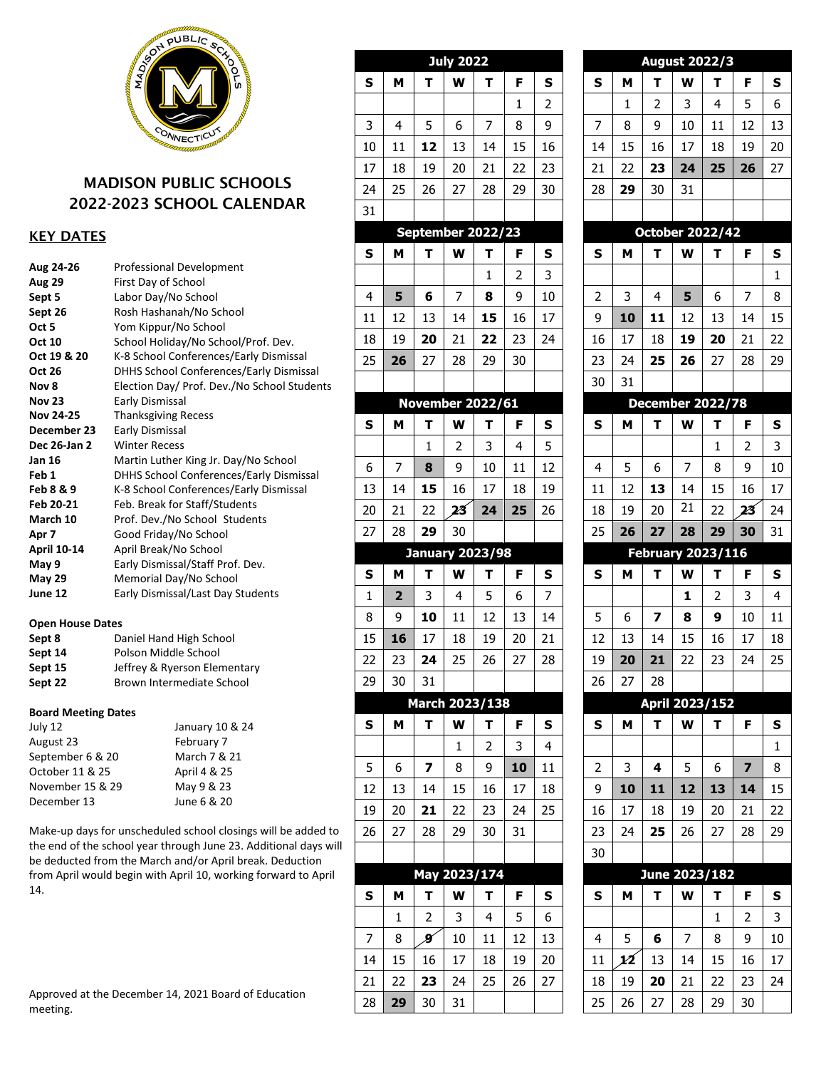# MADISON PUBLIC SCHOOLS
# 2022-2023 SCHOOL CALENDAR

## KEY DATES

| | |
|---|---|
| **Aug 24-26** | Professional Development |
| **Aug 29** | First Day of School |
| **Sept 5** | Labor Day/No School |
| **Sept 26** | Rosh Hashanah/No School |
| **Oct 5** | Yom Kippur/No School |
| **Oct 10** | School Holiday/No School/Prof. Dev. |
| **Oct 19 & 20** | K-8 School Conferences/Early Dismissal |
| **Oct 26** | DHHS School Conferences/Early Dismissal |
| **Nov 8** | Election Day/ Prof. Dev./No School Students |
| **Nov 23** | Early Dismissal |
| **Nov 24-25** | Thanksgiving Recess |
| **December 23** | Early Dismissal |
| **Dec 26-Jan 2** | Winter Recess |
| **Jan 16** | Martin Luther King Jr. Day/No School |
| **Feb 1** | DHHS School Conferences/Early Dismissal |
| **Feb 8 & 9** | K-8 School Conferences/Early Dismissal |
| **Feb 20-21** | Feb. Break for Staff/Students |
| **March 10** | Prof. Dev./No School Students |
| **Apr 7** | Good Friday/No School |
| **April 10-14** | April Break/No School |
| **May 9** | Early Dismissal/Staff Prof. Dev. |
| **May 29** | Memorial Day/No School |
| **June 12** | Early Dismissal/Last Day Students |

### Open House Dates

| | |
|---|---|
| **Sept 8** | Daniel Hand High School |
| **Sept 14** | Polson Middle School |
| **Sept 15** | Jeffrey & Ryerson Elementary |
| **Sept 22** | Brown Intermediate School |

### Board Meeting Dates

| | |
|---|---|
| July 12 | January 10 & 24 |
| August 23 | February 7 |
| September 6 & 20 | March 7 & 21 |
| October 11 & 25 | April 4 & 25 |
| November 15 & 29 | May 9 & 23 |
| December 13 | June 6 & 20 |

Make-up days for unscheduled school closings will be added to the end of the school year through June 23. Additional days will be deducted from the March and/or April break. Deduction from April would begin with April 10, working forward to April 14.

Approved at the December 14, 2021 Board of Education meeting.

### July 2022

| S | M | T | W | T | F | S |
|---|---|---|---|---|---|---|
| | | | | | 1 | 2 |
| 3 | 4 | 5 | 6 | 7 | 8 | 9 |
| 10 | 11 | **12** | 13 | 14 | 15 | 16 |
| 17 | 18 | 19 | 20 | 21 | 22 | 23 |
| 24 | 25 | 26 | 27 | 28 | 29 | 30 |
| 31 | | | | | | |

### August 2022/3

| S | M | T | W | T | F | S |
|---|---|---|---|---|---|---|
| | 1 | 2 | 3 | 4 | 5 | 6 |
| 7 | 8 | 9 | 10 | 11 | 12 | 13 |
| 14 | 15 | 16 | 17 | 18 | 19 | 20 |
| 21 | 22 | **23** | **24** | **25** | **26** | 27 |
| 28 | **29** | 30 | 31 | | | |

### September 2022/23

| S | M | T | W | T | F | S |
|---|---|---|---|---|---|---|
| | | | | 1 | 2 | 3 |
| 4 | **5** | **6** | 7 | **8** | 9 | 10 |
| 11 | 12 | 13 | 14 | **15** | 16 | 17 |
| 18 | 19 | **20** | 21 | **22** | 23 | 24 |
| 25 | **26** | 27 | 28 | 29 | 30 | |

### October 2022/42

| S | M | T | W | T | F | S |
|---|---|---|---|---|---|---|
| | | | | | | 1 |
| 2 | 3 | 4 | **5** | 6 | 7 | 8 |
| 9 | **10** | **11** | 12 | 13 | 14 | 15 |
| 16 | 17 | 18 | **19** | **20** | 21 | 22 |
| 23 | 24 | **25** | **26** | 27 | 28 | 29 |
| 30 | 31 | | | | | |

### November 2022/61

| S | M | T | W | T | F | S |
|---|---|---|---|---|---|---|
| | | 1 | 2 | 3 | 4 | 5 |
| 6 | 7 | **8** | 9 | 10 | 11 | 12 |
| 13 | 14 | **15** | 16 | 17 | 18 | 19 |
| 20 | 21 | 22 | **23** | **24** | **25** | 26 |
| 27 | 28 | **29** | 30 | | | |

### December 2022/78

| S | M | T | W | T | F | S |
|---|---|---|---|---|---|---|
| | | | | 1 | 2 | 3 |
| 4 | 5 | 6 | 7 | 8 | 9 | 10 |
| 11 | 12 | **13** | 14 | 15 | 16 | 17 |
| 18 | 19 | 20 | 21 | 22 | **23** | 24 |
| 25 | **26** | **27** | **28** | **29** | **30** | 31 |

### January 2023/98

| S | M | T | W | T | F | S |
|---|---|---|---|---|---|---|
| 1 | **2** | 3 | 4 | 5 | 6 | 7 |
| 8 | 9 | **10** | 11 | 12 | 13 | 14 |
| 15 | **16** | 17 | 18 | 19 | 20 | 21 |
| 22 | 23 | **24** | 25 | 26 | 27 | 28 |
| 29 | 30 | 31 | | | | |

### February 2023/116

| S | M | T | W | T | F | S |
|---|---|---|---|---|---|---|
| | | | **1** | 2 | 3 | 4 |
| 5 | 6 | **7** | **8** | **9** | 10 | 11 |
| 12 | 13 | 14 | 15 | 16 | 17 | 18 |
| 19 | **20** | **21** | 22 | 23 | 24 | 25 |
| 26 | 27 | 28 | | | | |

### March 2023/138

| S | M | T | W | T | F | S |
|---|---|---|---|---|---|---|
| | | | 1 | 2 | 3 | 4 |
| 5 | 6 | **7** | 8 | 9 | **10** | 11 |
| 12 | 13 | 14 | 15 | 16 | 17 | 18 |
| 19 | 20 | **21** | 22 | 23 | 24 | 25 |
| 26 | 27 | 28 | 29 | 30 | 31 | |

### April 2023/152

| S | M | T | W | T | F | S |
|---|---|---|---|---|---|---|
| | | | | | | 1 |
| 2 | 3 | **4** | 5 | 6 | **7** | 8 |
| 9 | **10** | **11** | **12** | **13** | **14** | 15 |
| 16 | 17 | 18 | 19 | 20 | 21 | 22 |
| 23 | 24 | **25** | 26 | 27 | 28 | 29 |
| 30 | | | | | | |

### May 2023/174

| S | M | T | W | T | F | S |
|---|---|---|---|---|---|---|
| | 1 | 2 | 3 | 4 | 5 | 6 |
| 7 | 8 | **9** | 10 | 11 | 12 | 13 |
| 14 | 15 | 16 | 17 | 18 | 19 | 20 |
| 21 | 22 | **23** | 24 | 25 | 26 | 27 |
| 28 | **29** | 30 | 31 | | | |

### June 2023/182

| S | M | T | W | T | F | S |
|---|---|---|---|---|---|---|
| | | | | 1 | 2 | 3 |
| 4 | 5 | **6** | 7 | 8 | 9 | 10 |
| 11 | **12** | 13 | 14 | 15 | 16 | 17 |
| 18 | 19 | **20** | 21 | 22 | 23 | 24 |
| 25 | 26 | 27 | 28 | 29 | 30 | |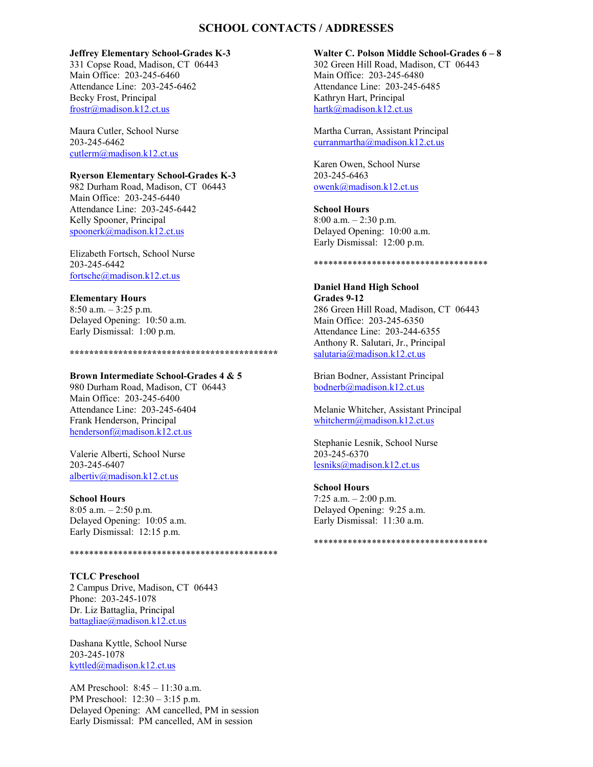# SCHOOL CONTACTS / ADDRESSES

**Jeffrey Elementary School-Grades K-3**
331 Copse Road, Madison, CT 06443
Main Office: 203-245-6460
Attendance Line: 203-245-6462
Becky Frost, Principal
frostr@madison.k12.ct.us

Maura Cutler, School Nurse
203-245-6462
cutlerm@madison.k12.ct.us

**Ryerson Elementary School-Grades K-3**
982 Durham Road, Madison, CT 06443
Main Office: 203-245-6440
Attendance Line: 203-245-6442
Kelly Spooner, Principal
spoonerk@madison.k12.ct.us

Elizabeth Fortsch, School Nurse
203-245-6442
fortsche@madison.k12.ct.us

**Elementary Hours**
8:50 a.m. – 3:25 p.m.
Delayed Opening: 10:50 a.m.
Early Dismissal: 1:00 p.m.

*******************************************

**Brown Intermediate School-Grades 4 & 5**
980 Durham Road, Madison, CT 06443
Main Office: 203-245-6400
Attendance Line: 203-245-6404
Frank Henderson, Principal
hendersonf@madison.k12.ct.us

Valerie Alberti, School Nurse
203-245-6407
albertiv@madison.k12.ct.us

**School Hours**
8:05 a.m. – 2:50 p.m.
Delayed Opening: 10:05 a.m.
Early Dismissal: 12:15 p.m.

*******************************************

**TCLC Preschool**
2 Campus Drive, Madison, CT 06443
Phone: 203-245-1078
Dr. Liz Battaglia, Principal
battagliae@madison.k12.ct.us

Dashana Kyttle, School Nurse
203-245-1078
kyttled@madison.k12.ct.us

AM Preschool: 8:45 – 11:30 a.m.
PM Preschool: 12:30 – 3:15 p.m.
Delayed Opening: AM cancelled, PM in session
Early Dismissal: PM cancelled, AM in session

**Walter C. Polson Middle School-Grades 6 – 8**
302 Green Hill Road, Madison, CT 06443
Main Office: 203-245-6480
Attendance Line: 203-245-6485
Kathryn Hart, Principal
hartk@madison.k12.ct.us

Martha Curran, Assistant Principal
curranmartha@madison.k12.ct.us

Karen Owen, School Nurse
203-245-6463
owenk@madison.k12.ct.us

**School Hours**
8:00 a.m. – 2:30 p.m.
Delayed Opening: 10:00 a.m.
Early Dismissal: 12:00 p.m.

************************************

**Daniel Hand High School**
**Grades 9-12**
286 Green Hill Road, Madison, CT 06443
Main Office: 203-245-6350
Attendance Line: 203-244-6355
Anthony R. Salutari, Jr., Principal
salutaria@madison.k12.ct.us

Brian Bodner, Assistant Principal
bodnerb@madison.k12.ct.us

Melanie Whitcher, Assistant Principal
whitcherm@madison.k12.ct.us

Stephanie Lesnik, School Nurse
203-245-6370
lesniks@madison.k12.ct.us

**School Hours**
7:25 a.m. – 2:00 p.m.
Delayed Opening: 9:25 a.m.
Early Dismissal: 11:30 a.m.

************************************